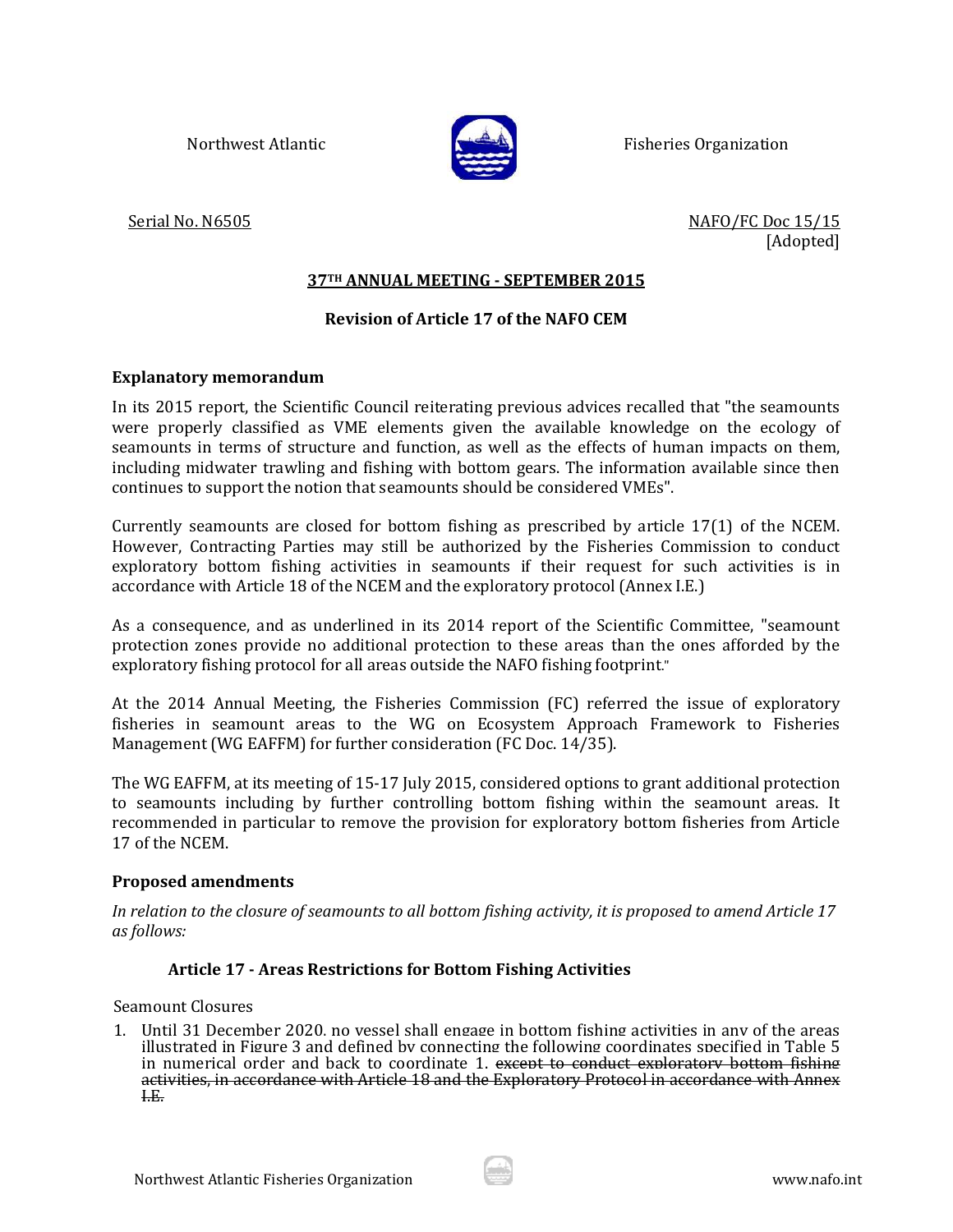Northwest Atlantic Fisheries Organization

Serial No. N6505

NAFO/FC Doc 15/15
[Adopted]

## 37TH ANNUAL MEETING - SEPTEMBER 2015

### Revision of Article 17 of the NAFO CEM

**Explanatory memorandum**

In its 2015 report, the Scientific Council reiterating previous advices recalled that "the seamounts were properly classified as VME elements given the available knowledge on the ecology of seamounts in terms of structure and function, as well as the effects of human impacts on them, including midwater trawling and fishing with bottom gears. The information available since then continues to support the notion that seamounts should be considered VMEs".

Currently seamounts are closed for bottom fishing as prescribed by article 17(1) of the NCEM. However, Contracting Parties may still be authorized by the Fisheries Commission to conduct exploratory bottom fishing activities in seamounts if their request for such activities is in accordance with Article 18 of the NCEM and the exploratory protocol (Annex I.E.)

As a consequence, and as underlined in its 2014 report of the Scientific Committee, "seamount protection zones provide no additional protection to these areas than the ones afforded by the exploratory fishing protocol for all areas outside the NAFO fishing footprint."

At the 2014 Annual Meeting, the Fisheries Commission (FC) referred the issue of exploratory fisheries in seamount areas to the WG on Ecosystem Approach Framework to Fisheries Management (WG EAFFM) for further consideration (FC Doc. 14/35).

The WG EAFFM, at its meeting of 15-17 July 2015, considered options to grant additional protection to seamounts including by further controlling bottom fishing within the seamount areas. It recommended in particular to remove the provision for exploratory bottom fisheries from Article 17 of the NCEM.

**Proposed amendments**

*In relation to the closure of seamounts to all bottom fishing activity, it is proposed to amend Article 17 as follows:*

**Article 17 - Areas Restrictions for Bottom Fishing Activities**

Seamount Closures

1. Until 31 December 2020, no vessel shall engage in bottom fishing activities in any of the areas illustrated in Figure 3 and defined by connecting the following coordinates specified in Table 5 in numerical order and back to coordinate 1. ~~except to conduct exploratory bottom fishing activities, in accordance with Article 18 and the Exploratory Protocol in accordance with Annex I.E.~~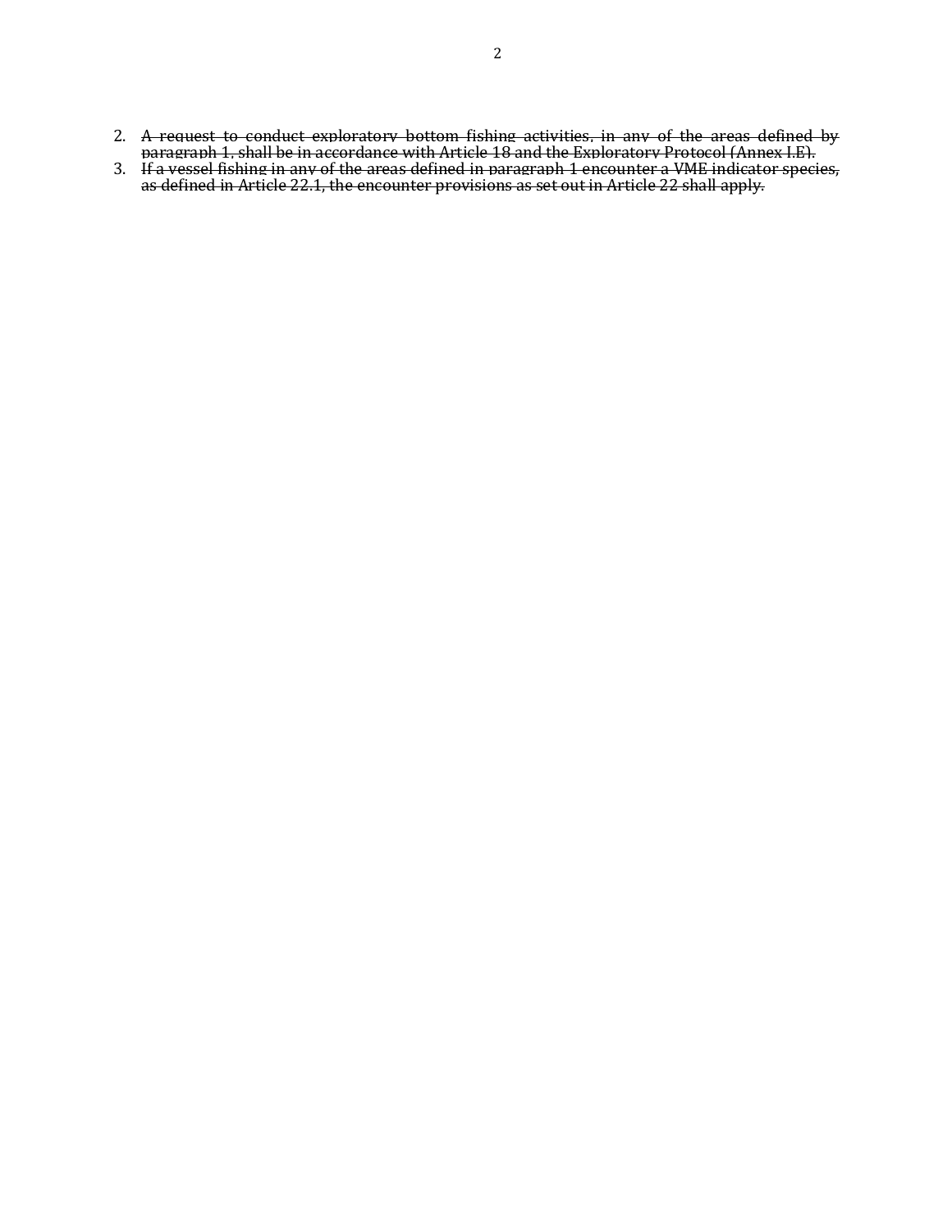2. ~~A request to conduct exploratory bottom fishing activities, in any of the areas defined by paragraph 1, shall be in accordance with Article 18 and the Exploratory Protocol (Annex I.E).~~
3. ~~If a vessel fishing in any of the areas defined in paragraph 1 encounter a VME indicator species, as defined in Article 22.1, the encounter provisions as set out in Article 22 shall apply.~~